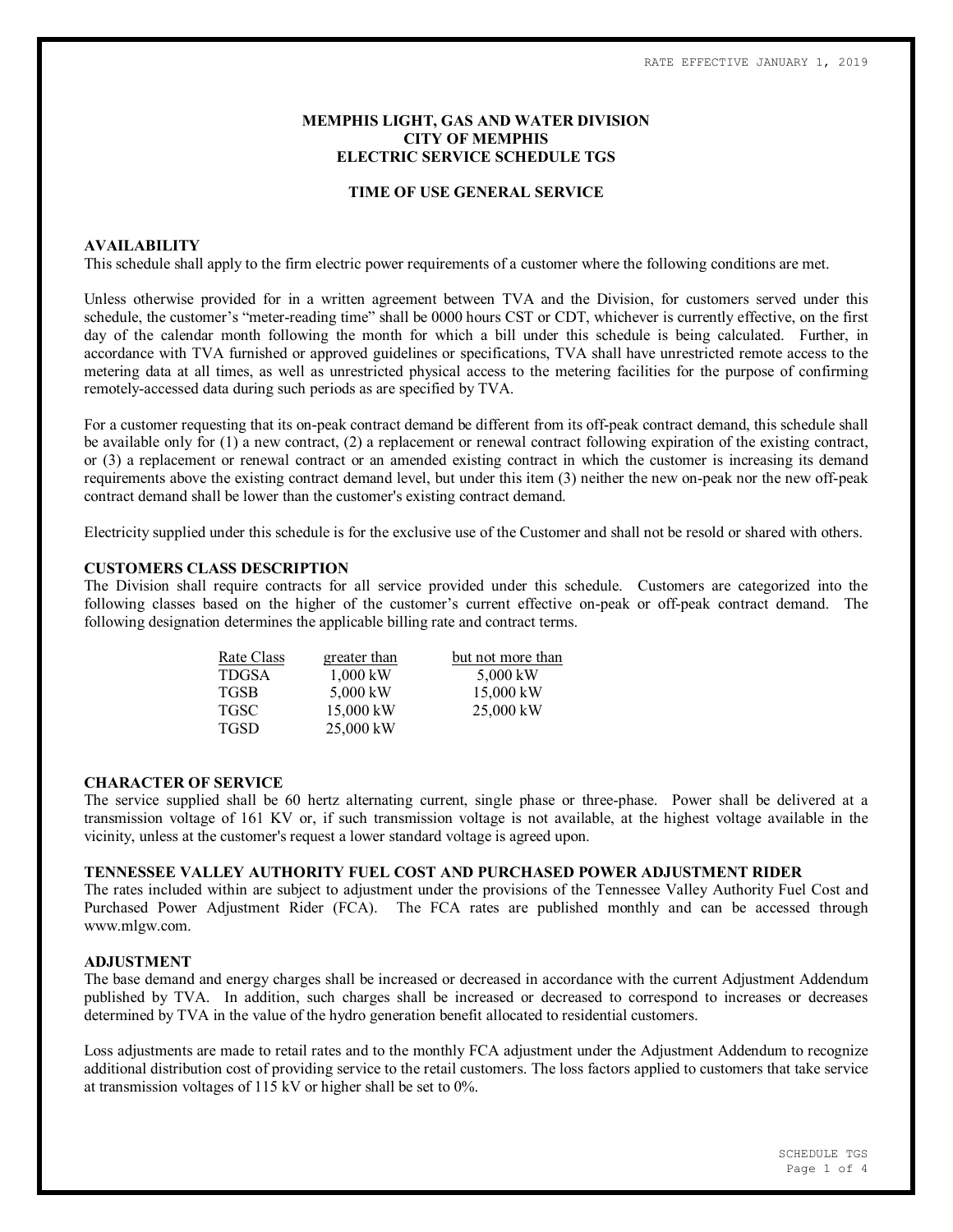RATE EFFECTIVE JANUARY 1, 2019

# MEMPHIS LIGHT, GAS AND WATER DIVISION
# CITY OF MEMPHIS
# ELECTRIC SERVICE SCHEDULE TGS

## TIME OF USE GENERAL SERVICE

### AVAILABILITY

This schedule shall apply to the firm electric power requirements of a customer where the following conditions are met.

Unless otherwise provided for in a written agreement between TVA and the Division, for customers served under this schedule, the customer's "meter-reading time" shall be 0000 hours CST or CDT, whichever is currently effective, on the first day of the calendar month following the month for which a bill under this schedule is being calculated. Further, in accordance with TVA furnished or approved guidelines or specifications, TVA shall have unrestricted remote access to the metering data at all times, as well as unrestricted physical access to the metering facilities for the purpose of confirming remotely-accessed data during such periods as are specified by TVA.

For a customer requesting that its on-peak contract demand be different from its off-peak contract demand, this schedule shall be available only for (1) a new contract, (2) a replacement or renewal contract following expiration of the existing contract, or (3) a replacement or renewal contract or an amended existing contract in which the customer is increasing its demand requirements above the existing contract demand level, but under this item (3) neither the new on-peak nor the new off-peak contract demand shall be lower than the customer's existing contract demand.

Electricity supplied under this schedule is for the exclusive use of the Customer and shall not be resold or shared with others.

### CUSTOMERS CLASS DESCRIPTION

The Division shall require contracts for all service provided under this schedule. Customers are categorized into the following classes based on the higher of the customer's current effective on-peak or off-peak contract demand. The following designation determines the applicable billing rate and contract terms.

| Rate Class | greater than | but not more than |
|---|---|---|
| TDGSA | 1,000 kW | 5,000 kW |
| TGSB | 5,000 kW | 15,000 kW |
| TGSC | 15,000 kW | 25,000 kW |
| TGSD | 25,000 kW | |

### CHARACTER OF SERVICE

The service supplied shall be 60 hertz alternating current, single phase or three-phase. Power shall be delivered at a transmission voltage of 161 KV or, if such transmission voltage is not available, at the highest voltage available in the vicinity, unless at the customer's request a lower standard voltage is agreed upon.

### TENNESSEE VALLEY AUTHORITY FUEL COST AND PURCHASED POWER ADJUSTMENT RIDER

The rates included within are subject to adjustment under the provisions of the Tennessee Valley Authority Fuel Cost and Purchased Power Adjustment Rider (FCA). The FCA rates are published monthly and can be accessed through www.mlgw.com.

### ADJUSTMENT

The base demand and energy charges shall be increased or decreased in accordance with the current Adjustment Addendum published by TVA. In addition, such charges shall be increased or decreased to correspond to increases or decreases determined by TVA in the value of the hydro generation benefit allocated to residential customers.

Loss adjustments are made to retail rates and to the monthly FCA adjustment under the Adjustment Addendum to recognize additional distribution cost of providing service to the retail customers. The loss factors applied to customers that take service at transmission voltages of 115 kV or higher shall be set to 0%.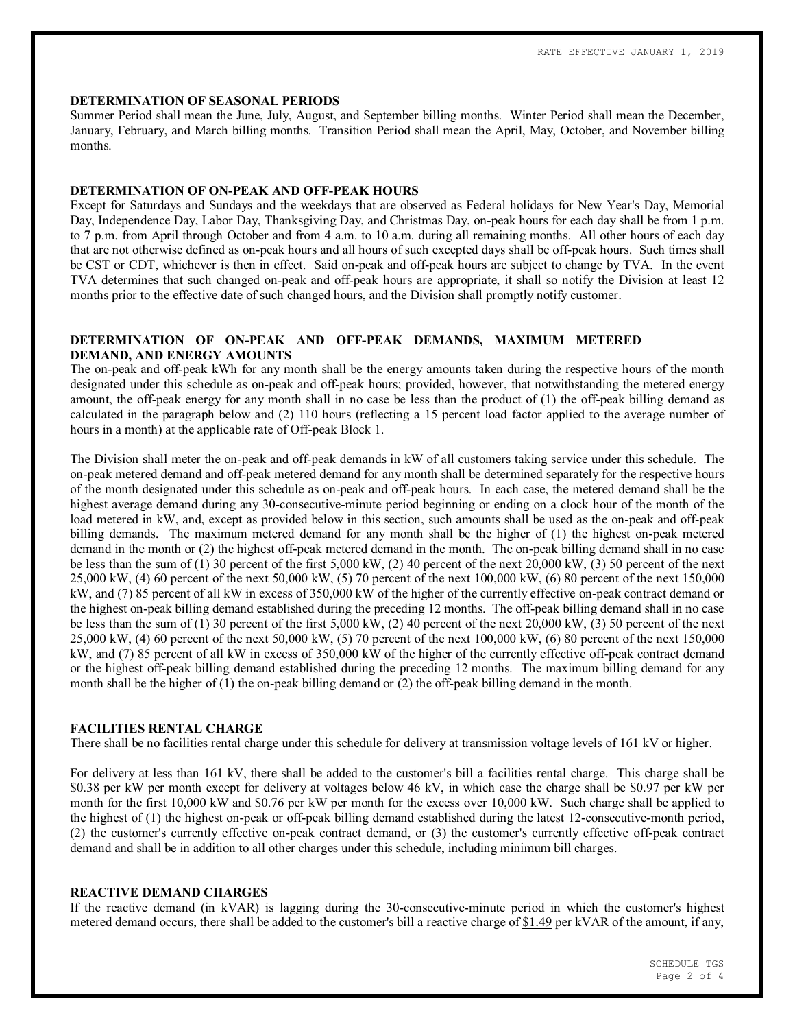## DETERMINATION OF SEASONAL PERIODS

Summer Period shall mean the June, July, August, and September billing months. Winter Period shall mean the December, January, February, and March billing months. Transition Period shall mean the April, May, October, and November billing months.

## DETERMINATION OF ON-PEAK AND OFF-PEAK HOURS

Except for Saturdays and Sundays and the weekdays that are observed as Federal holidays for New Year's Day, Memorial Day, Independence Day, Labor Day, Thanksgiving Day, and Christmas Day, on-peak hours for each day shall be from 1 p.m. to 7 p.m. from April through October and from 4 a.m. to 10 a.m. during all remaining months. All other hours of each day that are not otherwise defined as on-peak hours and all hours of such excepted days shall be off-peak hours. Such times shall be CST or CDT, whichever is then in effect. Said on-peak and off-peak hours are subject to change by TVA. In the event TVA determines that such changed on-peak and off-peak hours are appropriate, it shall so notify the Division at least 12 months prior to the effective date of such changed hours, and the Division shall promptly notify customer.

## DETERMINATION OF ON-PEAK AND OFF-PEAK DEMANDS, MAXIMUM METERED DEMAND, AND ENERGY AMOUNTS

The on-peak and off-peak kWh for any month shall be the energy amounts taken during the respective hours of the month designated under this schedule as on-peak and off-peak hours; provided, however, that notwithstanding the metered energy amount, the off-peak energy for any month shall in no case be less than the product of (1) the off-peak billing demand as calculated in the paragraph below and (2) 110 hours (reflecting a 15 percent load factor applied to the average number of hours in a month) at the applicable rate of Off-peak Block 1.

The Division shall meter the on-peak and off-peak demands in kW of all customers taking service under this schedule. The on-peak metered demand and off-peak metered demand for any month shall be determined separately for the respective hours of the month designated under this schedule as on-peak and off-peak hours. In each case, the metered demand shall be the highest average demand during any 30-consecutive-minute period beginning or ending on a clock hour of the month of the load metered in kW, and, except as provided below in this section, such amounts shall be used as the on-peak and off-peak billing demands. The maximum metered demand for any month shall be the higher of (1) the highest on-peak metered demand in the month or (2) the highest off-peak metered demand in the month. The on-peak billing demand shall in no case be less than the sum of (1) 30 percent of the first 5,000 kW, (2) 40 percent of the next 20,000 kW, (3) 50 percent of the next 25,000 kW, (4) 60 percent of the next 50,000 kW, (5) 70 percent of the next 100,000 kW, (6) 80 percent of the next 150,000 kW, and (7) 85 percent of all kW in excess of 350,000 kW of the higher of the currently effective on-peak contract demand or the highest on-peak billing demand established during the preceding 12 months. The off-peak billing demand shall in no case be less than the sum of (1) 30 percent of the first 5,000 kW, (2) 40 percent of the next 20,000 kW, (3) 50 percent of the next 25,000 kW, (4) 60 percent of the next 50,000 kW, (5) 70 percent of the next 100,000 kW, (6) 80 percent of the next 150,000 kW, and (7) 85 percent of all kW in excess of 350,000 kW of the higher of the currently effective off-peak contract demand or the highest off-peak billing demand established during the preceding 12 months. The maximum billing demand for any month shall be the higher of (1) the on-peak billing demand or (2) the off-peak billing demand in the month.

## FACILITIES RENTAL CHARGE

There shall be no facilities rental charge under this schedule for delivery at transmission voltage levels of 161 kV or higher.

For delivery at less than 161 kV, there shall be added to the customer's bill a facilities rental charge. This charge shall be $0.38 per kW per month except for delivery at voltages below 46 kV, in which case the charge shall be $0.97 per kW per month for the first 10,000 kW and $0.76 per kW per month for the excess over 10,000 kW. Such charge shall be applied to the highest of (1) the highest on-peak or off-peak billing demand established during the latest 12-consecutive-month period, (2) the customer's currently effective on-peak contract demand, or (3) the customer's currently effective off-peak contract demand and shall be in addition to all other charges under this schedule, including minimum bill charges.

## REACTIVE DEMAND CHARGES

If the reactive demand (in kVAR) is lagging during the 30-consecutive-minute period in which the customer's highest metered demand occurs, there shall be added to the customer's bill a reactive charge of $1.49 per kVAR of the amount, if any,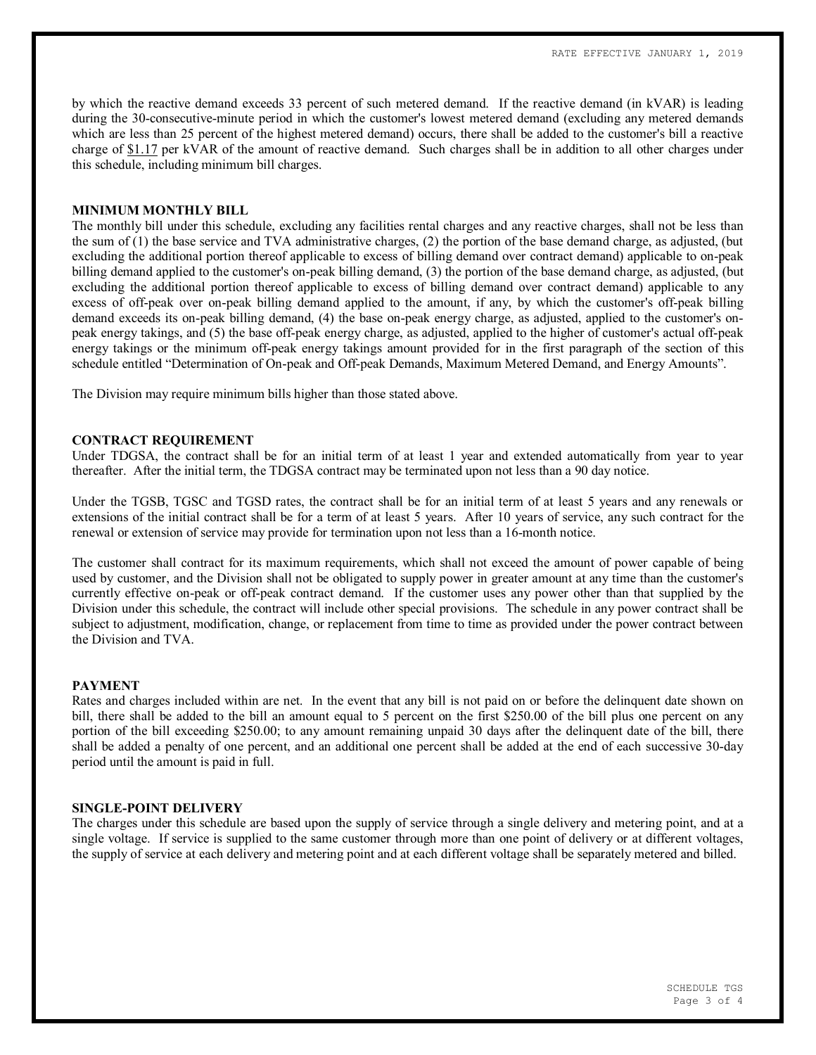by which the reactive demand exceeds 33 percent of such metered demand. If the reactive demand (in kVAR) is leading during the 30-consecutive-minute period in which the customer's lowest metered demand (excluding any metered demands which are less than 25 percent of the highest metered demand) occurs, there shall be added to the customer's bill a reactive charge of $1.17 per kVAR of the amount of reactive demand. Such charges shall be in addition to all other charges under this schedule, including minimum bill charges.

**MINIMUM MONTHLY BILL**

The monthly bill under this schedule, excluding any facilities rental charges and any reactive charges, shall not be less than the sum of (1) the base service and TVA administrative charges, (2) the portion of the base demand charge, as adjusted, (but excluding the additional portion thereof applicable to excess of billing demand over contract demand) applicable to on-peak billing demand applied to the customer's on-peak billing demand, (3) the portion of the base demand charge, as adjusted, (but excluding the additional portion thereof applicable to excess of billing demand over contract demand) applicable to any excess of off-peak over on-peak billing demand applied to the amount, if any, by which the customer's off-peak billing demand exceeds its on-peak billing demand, (4) the base on-peak energy charge, as adjusted, applied to the customer's on-peak energy takings, and (5) the base off-peak energy charge, as adjusted, applied to the higher of customer's actual off-peak energy takings or the minimum off-peak energy takings amount provided for in the first paragraph of the section of this schedule entitled "Determination of On-peak and Off-peak Demands, Maximum Metered Demand, and Energy Amounts".

The Division may require minimum bills higher than those stated above.

**CONTRACT REQUIREMENT**

Under TDGSA, the contract shall be for an initial term of at least 1 year and extended automatically from year to year thereafter. After the initial term, the TDGSA contract may be terminated upon not less than a 90 day notice.

Under the TGSB, TGSC and TGSD rates, the contract shall be for an initial term of at least 5 years and any renewals or extensions of the initial contract shall be for a term of at least 5 years. After 10 years of service, any such contract for the renewal or extension of service may provide for termination upon not less than a 16-month notice.

The customer shall contract for its maximum requirements, which shall not exceed the amount of power capable of being used by customer, and the Division shall not be obligated to supply power in greater amount at any time than the customer's currently effective on-peak or off-peak contract demand. If the customer uses any power other than that supplied by the Division under this schedule, the contract will include other special provisions. The schedule in any power contract shall be subject to adjustment, modification, change, or replacement from time to time as provided under the power contract between the Division and TVA.

**PAYMENT**

Rates and charges included within are net. In the event that any bill is not paid on or before the delinquent date shown on bill, there shall be added to the bill an amount equal to 5 percent on the first $250.00 of the bill plus one percent on any portion of the bill exceeding $250.00; to any amount remaining unpaid 30 days after the delinquent date of the bill, there shall be added a penalty of one percent, and an additional one percent shall be added at the end of each successive 30-day period until the amount is paid in full.

**SINGLE-POINT DELIVERY**

The charges under this schedule are based upon the supply of service through a single delivery and metering point, and at a single voltage. If service is supplied to the same customer through more than one point of delivery or at different voltages, the supply of service at each delivery and metering point and at each different voltage shall be separately metered and billed.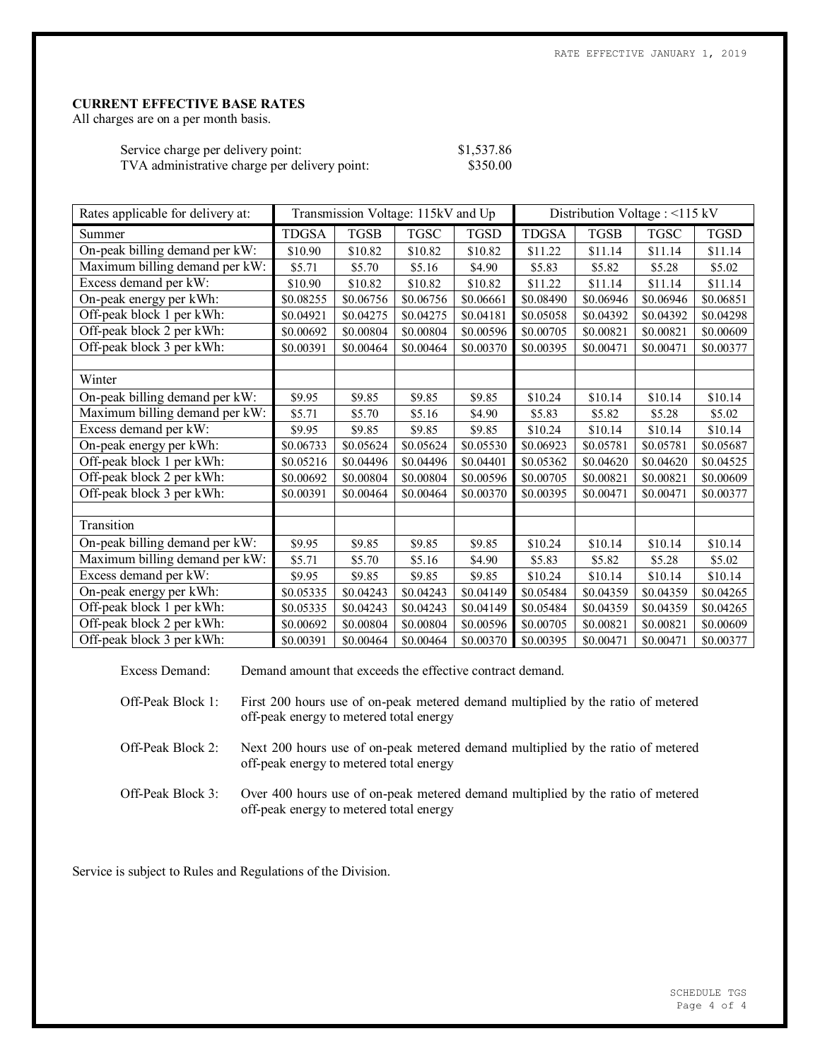RATE EFFECTIVE JANUARY 1, 2019

**CURRENT EFFECTIVE BASE RATES**
All charges are on a per month basis.

| | |
|---|---|
| Service charge per delivery point: | $1,537.86 |
| TVA administrative charge per delivery point: | $350.00 |

| Rates applicable for delivery at: | Transmission Voltage: 115kV and Up | | | | Distribution Voltage : <115 kV | | | |
|---|---|---|---|---|---|---|---|---|
| Summer | TDGSA | TGSB | TGSC | TGSD | TDGSA | TGSB | TGSC | TGSD |
| On-peak billing demand per kW: | $10.90 | $10.82 | $10.82 | $10.82 | $11.22 | $11.14 | $11.14 | $11.14 |
| Maximum billing demand per kW: | $5.71 | $5.70 | $5.16 | $4.90 | $5.83 | $5.82 | $5.28 | $5.02 |
| Excess demand per kW: | $10.90 | $10.82 | $10.82 | $10.82 | $11.22 | $11.14 | $11.14 | $11.14 |
| On-peak energy per kWh: | $0.08255 | $0.06756 | $0.06756 | $0.06661 | $0.08490 | $0.06946 | $0.06946 | $0.06851 |
| Off-peak block 1 per kWh: | $0.04921 | $0.04275 | $0.04275 | $0.04181 | $0.05058 | $0.04392 | $0.04392 | $0.04298 |
| Off-peak block 2 per kWh: | $0.00692 | $0.00804 | $0.00804 | $0.00596 | $0.00705 | $0.00821 | $0.00821 | $0.00609 |
| Off-peak block 3 per kWh: | $0.00391 | $0.00464 | $0.00464 | $0.00370 | $0.00395 | $0.00471 | $0.00471 | $0.00377 |
| | | | | | | | | |
| Winter | | | | | | | | |
| On-peak billing demand per kW: | $9.95 | $9.85 | $9.85 | $9.85 | $10.24 | $10.14 | $10.14 | $10.14 |
| Maximum billing demand per kW: | $5.71 | $5.70 | $5.16 | $4.90 | $5.83 | $5.82 | $5.28 | $5.02 |
| Excess demand per kW: | $9.95 | $9.85 | $9.85 | $9.85 | $10.24 | $10.14 | $10.14 | $10.14 |
| On-peak energy per kWh: | $0.06733 | $0.05624 | $0.05624 | $0.05530 | $0.06923 | $0.05781 | $0.05781 | $0.05687 |
| Off-peak block 1 per kWh: | $0.05216 | $0.04496 | $0.04496 | $0.04401 | $0.05362 | $0.04620 | $0.04620 | $0.04525 |
| Off-peak block 2 per kWh: | $0.00692 | $0.00804 | $0.00804 | $0.00596 | $0.00705 | $0.00821 | $0.00821 | $0.00609 |
| Off-peak block 3 per kWh: | $0.00391 | $0.00464 | $0.00464 | $0.00370 | $0.00395 | $0.00471 | $0.00471 | $0.00377 |
| | | | | | | | | |
| Transition | | | | | | | | |
| On-peak billing demand per kW: | $9.95 | $9.85 | $9.85 | $9.85 | $10.24 | $10.14 | $10.14 | $10.14 |
| Maximum billing demand per kW: | $5.71 | $5.70 | $5.16 | $4.90 | $5.83 | $5.82 | $5.28 | $5.02 |
| Excess demand per kW: | $9.95 | $9.85 | $9.85 | $9.85 | $10.24 | $10.14 | $10.14 | $10.14 |
| On-peak energy per kWh: | $0.05335 | $0.04243 | $0.04243 | $0.04149 | $0.05484 | $0.04359 | $0.04359 | $0.04265 |
| Off-peak block 1 per kWh: | $0.05335 | $0.04243 | $0.04243 | $0.04149 | $0.05484 | $0.04359 | $0.04359 | $0.04265 |
| Off-peak block 2 per kWh: | $0.00692 | $0.00804 | $0.00804 | $0.00596 | $0.00705 | $0.00821 | $0.00821 | $0.00609 |
| Off-peak block 3 per kWh: | $0.00391 | $0.00464 | $0.00464 | $0.00370 | $0.00395 | $0.00471 | $0.00471 | $0.00377 |

| | |
|---|---|
| Excess Demand: | Demand amount that exceeds the effective contract demand. |
| Off-Peak Block 1: | First 200 hours use of on-peak metered demand multiplied by the ratio of metered off-peak energy to metered total energy |
| Off-Peak Block 2: | Next 200 hours use of on-peak metered demand multiplied by the ratio of metered off-peak energy to metered total energy |
| Off-Peak Block 3: | Over 400 hours use of on-peak metered demand multiplied by the ratio of metered off-peak energy to metered total energy |

Service is subject to Rules and Regulations of the Division.

SCHEDULE TGS